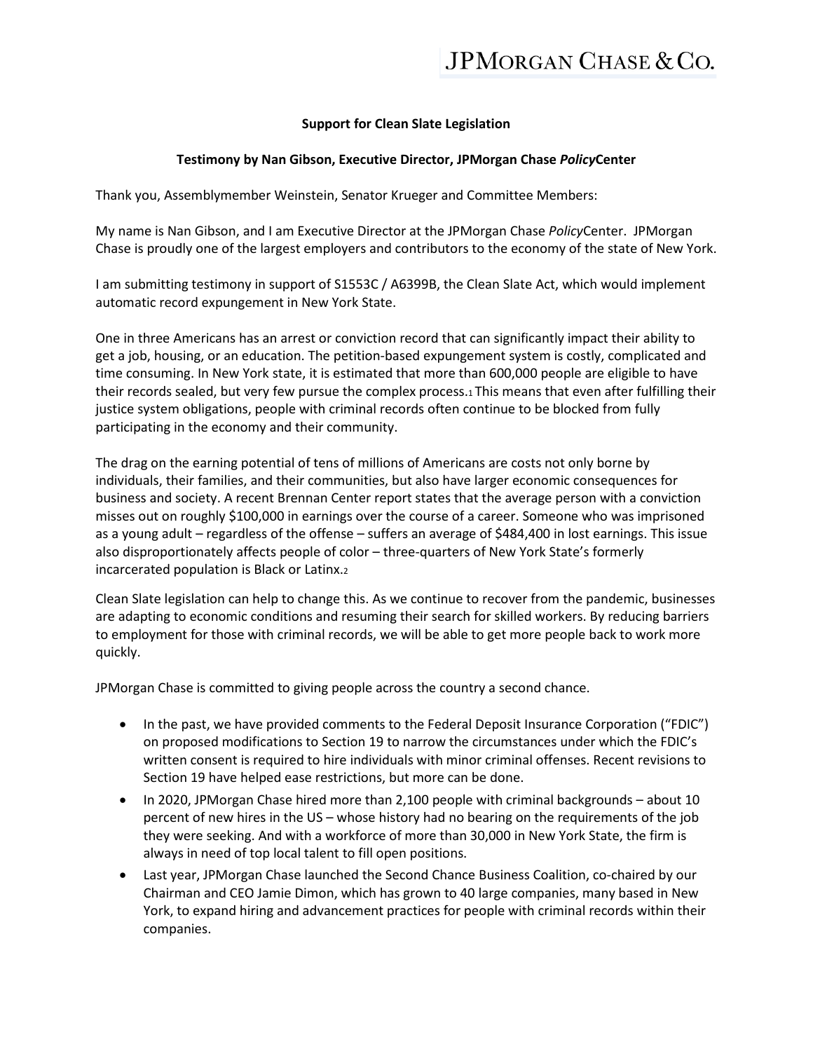JPMORGAN CHASE & CO.

**Support for Clean Slate Legislation**

**Testimony by Nan Gibson, Executive Director, JPMorgan Chase *Policy*Center**

Thank you, Assemblymember Weinstein, Senator Krueger and Committee Members:

My name is Nan Gibson, and I am Executive Director at the JPMorgan Chase *Policy*Center. JPMorgan Chase is proudly one of the largest employers and contributors to the economy of the state of New York.

I am submitting testimony in support of S1553C / A6399B, the Clean Slate Act, which would implement automatic record expungement in New York State.

One in three Americans has an arrest or conviction record that can significantly impact their ability to get a job, housing, or an education. The petition-based expungement system is costly, complicated and time consuming. In New York state, it is estimated that more than 600,000 people are eligible to have their records sealed, but very few pursue the complex process.[1] This means that even after fulfilling their justice system obligations, people with criminal records often continue to be blocked from fully participating in the economy and their community.

The drag on the earning potential of tens of millions of Americans are costs not only borne by individuals, their families, and their communities, but also have larger economic consequences for business and society. A recent Brennan Center report states that the average person with a conviction misses out on roughly $100,000 in earnings over the course of a career. Someone who was imprisoned as a young adult – regardless of the offense – suffers an average of $484,400 in lost earnings. This issue also disproportionately affects people of color – three-quarters of New York State's formerly incarcerated population is Black or Latinx.[2]

Clean Slate legislation can help to change this. As we continue to recover from the pandemic, businesses are adapting to economic conditions and resuming their search for skilled workers. By reducing barriers to employment for those with criminal records, we will be able to get more people back to work more quickly.

JPMorgan Chase is committed to giving people across the country a second chance.

- In the past, we have provided comments to the Federal Deposit Insurance Corporation ("FDIC") on proposed modifications to Section 19 to narrow the circumstances under which the FDIC's written consent is required to hire individuals with minor criminal offenses. Recent revisions to Section 19 have helped ease restrictions, but more can be done.
- In 2020, JPMorgan Chase hired more than 2,100 people with criminal backgrounds – about 10 percent of new hires in the US – whose history had no bearing on the requirements of the job they were seeking. And with a workforce of more than 30,000 in New York State, the firm is always in need of top local talent to fill open positions.
- Last year, JPMorgan Chase launched the Second Chance Business Coalition, co-chaired by our Chairman and CEO Jamie Dimon, which has grown to 40 large companies, many based in New York, to expand hiring and advancement practices for people with criminal records within their companies.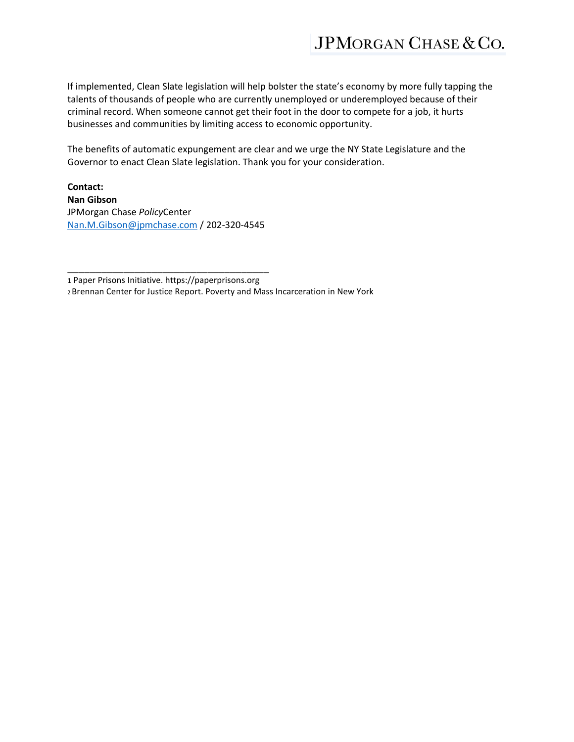If implemented, Clean Slate legislation will help bolster the state's economy by more fully tapping the talents of thousands of people who are currently unemployed or underemployed because of their criminal record. When someone cannot get their foot in the door to compete for a job, it hurts businesses and communities by limiting access to economic opportunity.

The benefits of automatic expungement are clear and we urge the NY State Legislature and the Governor to enact Clean Slate legislation. Thank you for your consideration.

**Contact:**
**Nan Gibson**
JPMorgan Chase *Policy*Center
Nan.M.Gibson@jpmchase.com / 202-320-4545

---

1 Paper Prisons Initiative. https://paperprisons.org

2 Brennan Center for Justice Report. Poverty and Mass Incarceration in New York